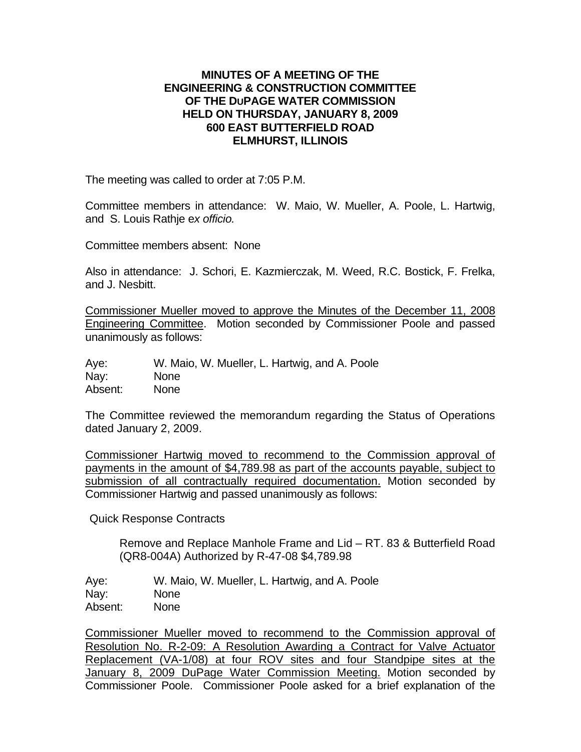**MINUTES OF A MEETING OF THE ENGINEERING & CONSTRUCTION COMMITTEE OF THE DuPAGE WATER COMMISSION HELD ON THURSDAY, JANUARY 8, 2009 600 EAST BUTTERFIELD ROAD ELMHURST, ILLINOIS**

The meeting was called to order at 7:05 P.M.

Committee members in attendance: W. Maio, W. Mueller, A. Poole, L. Hartwig, and S. Louis Rathje e*x officio.*

Committee members absent: None

Also in attendance: J. Schori, E. Kazmierczak, M. Weed, R.C. Bostick, F. Frelka, and J. Nesbitt.

<u>Commissioner Mueller moved to approve the Minutes of the December 11, 2008 Engineering Committee</u>. Motion seconded by Commissioner Poole and passed unanimously as follows:

Aye: W. Maio, W. Mueller, L. Hartwig, and A. Poole
Nay: None
Absent: None

The Committee reviewed the memorandum regarding the Status of Operations dated January 2, 2009.

<u>Commissioner Hartwig moved to recommend to the Commission approval of payments in the amount of $4,789.98 as part of the accounts payable, subject to submission of all contractually required documentation.</u> Motion seconded by Commissioner Hartwig and passed unanimously as follows:

Quick Response Contracts

Remove and Replace Manhole Frame and Lid – RT. 83 & Butterfield Road (QR8-004A) Authorized by R-47-08 $4,789.98

Aye: W. Maio, W. Mueller, L. Hartwig, and A. Poole
Nay: None
Absent: None

<u>Commissioner Mueller moved to recommend to the Commission approval of Resolution No. R-2-09: A Resolution Awarding a Contract for Valve Actuator Replacement (VA-1/08) at four ROV sites and four Standpipe sites at the January 8, 2009 DuPage Water Commission Meeting.</u> Motion seconded by Commissioner Poole. Commissioner Poole asked for a brief explanation of the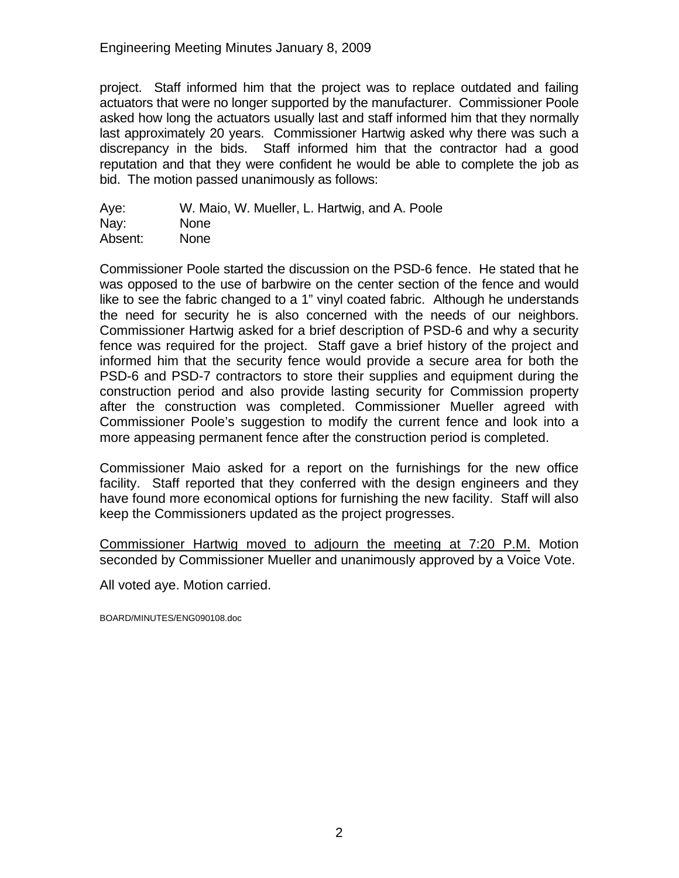project. Staff informed him that the project was to replace outdated and failing actuators that were no longer supported by the manufacturer. Commissioner Poole asked how long the actuators usually last and staff informed him that they normally last approximately 20 years. Commissioner Hartwig asked why there was such a discrepancy in the bids. Staff informed him that the contractor had a good reputation and that they were confident he would be able to complete the job as bid. The motion passed unanimously as follows:

| | |
|---|---|
| Aye: | W. Maio, W. Mueller, L. Hartwig, and A. Poole |
| Nay: | None |
| Absent: | None |

Commissioner Poole started the discussion on the PSD-6 fence. He stated that he was opposed to the use of barbwire on the center section of the fence and would like to see the fabric changed to a 1" vinyl coated fabric. Although he understands the need for security he is also concerned with the needs of our neighbors. Commissioner Hartwig asked for a brief description of PSD-6 and why a security fence was required for the project. Staff gave a brief history of the project and informed him that the security fence would provide a secure area for both the PSD-6 and PSD-7 contractors to store their supplies and equipment during the construction period and also provide lasting security for Commission property after the construction was completed. Commissioner Mueller agreed with Commissioner Poole's suggestion to modify the current fence and look into a more appeasing permanent fence after the construction period is completed.

Commissioner Maio asked for a report on the furnishings for the new office facility. Staff reported that they conferred with the design engineers and they have found more economical options for furnishing the new facility. Staff will also keep the Commissioners updated as the project progresses.

<u>Commissioner Hartwig moved to adjourn the meeting at 7:20 P.M.</u> Motion seconded by Commissioner Mueller and unanimously approved by a Voice Vote.

All voted aye. Motion carried.

BOARD/MINUTES/ENG090108.doc